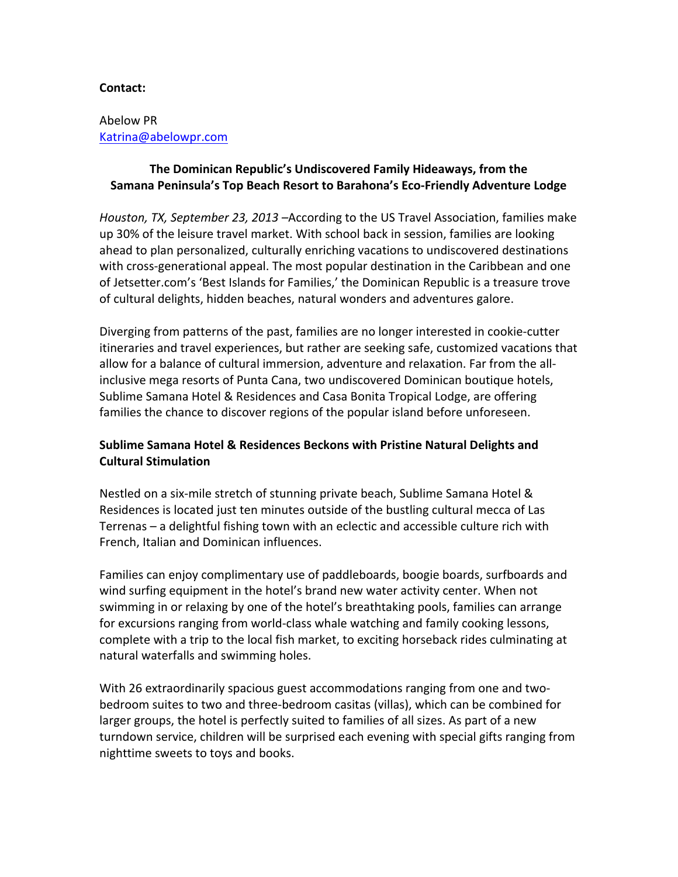**Contact:**

Abelow PR
Katrina@abelowpr.com

## The Dominican Republic's Undiscovered Family Hideaways, from the Samana Peninsula's Top Beach Resort to Barahona's Eco-Friendly Adventure Lodge

*Houston, TX, September 23, 2013* –According to the US Travel Association, families make up 30% of the leisure travel market. With school back in session, families are looking ahead to plan personalized, culturally enriching vacations to undiscovered destinations with cross-generational appeal. The most popular destination in the Caribbean and one of Jetsetter.com's 'Best Islands for Families,' the Dominican Republic is a treasure trove of cultural delights, hidden beaches, natural wonders and adventures galore.

Diverging from patterns of the past, families are no longer interested in cookie-cutter itineraries and travel experiences, but rather are seeking safe, customized vacations that allow for a balance of cultural immersion, adventure and relaxation. Far from the all-inclusive mega resorts of Punta Cana, two undiscovered Dominican boutique hotels, Sublime Samana Hotel & Residences and Casa Bonita Tropical Lodge, are offering families the chance to discover regions of the popular island before unforeseen.

### Sublime Samana Hotel & Residences Beckons with Pristine Natural Delights and Cultural Stimulation

Nestled on a six-mile stretch of stunning private beach, Sublime Samana Hotel & Residences is located just ten minutes outside of the bustling cultural mecca of Las Terrenas – a delightful fishing town with an eclectic and accessible culture rich with French, Italian and Dominican influences.

Families can enjoy complimentary use of paddleboards, boogie boards, surfboards and wind surfing equipment in the hotel's brand new water activity center. When not swimming in or relaxing by one of the hotel's breathtaking pools, families can arrange for excursions ranging from world-class whale watching and family cooking lessons, complete with a trip to the local fish market, to exciting horseback rides culminating at natural waterfalls and swimming holes.

With 26 extraordinarily spacious guest accommodations ranging from one and two-bedroom suites to two and three-bedroom casitas (villas), which can be combined for larger groups, the hotel is perfectly suited to families of all sizes. As part of a new turndown service, children will be surprised each evening with special gifts ranging from nighttime sweets to toys and books.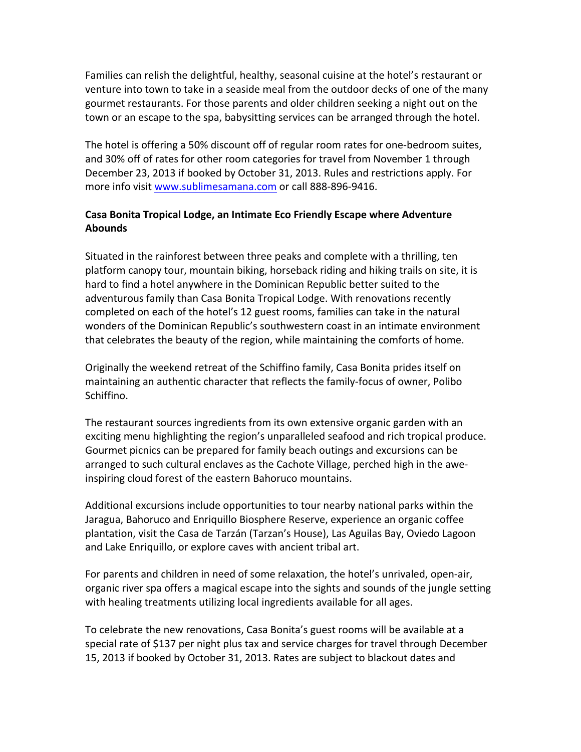Families can relish the delightful, healthy, seasonal cuisine at the hotel's restaurant or venture into town to take in a seaside meal from the outdoor decks of one of the many gourmet restaurants. For those parents and older children seeking a night out on the town or an escape to the spa, babysitting services can be arranged through the hotel.

The hotel is offering a 50% discount off of regular room rates for one-bedroom suites, and 30% off of rates for other room categories for travel from November 1 through December 23, 2013 if booked by October 31, 2013. Rules and restrictions apply. For more info visit [www.sublimesamana.com](www.sublimesamana.com) or call 888-896-9416.

**Casa Bonita Tropical Lodge, an Intimate Eco Friendly Escape where Adventure Abounds**

Situated in the rainforest between three peaks and complete with a thrilling, ten platform canopy tour, mountain biking, horseback riding and hiking trails on site, it is hard to find a hotel anywhere in the Dominican Republic better suited to the adventurous family than Casa Bonita Tropical Lodge. With renovations recently completed on each of the hotel's 12 guest rooms, families can take in the natural wonders of the Dominican Republic's southwestern coast in an intimate environment that celebrates the beauty of the region, while maintaining the comforts of home.

Originally the weekend retreat of the Schiffino family, Casa Bonita prides itself on maintaining an authentic character that reflects the family-focus of owner, Polibo Schiffino.

The restaurant sources ingredients from its own extensive organic garden with an exciting menu highlighting the region's unparalleled seafood and rich tropical produce. Gourmet picnics can be prepared for family beach outings and excursions can be arranged to such cultural enclaves as the Cachote Village, perched high in the awe-inspiring cloud forest of the eastern Bahoruco mountains.

Additional excursions include opportunities to tour nearby national parks within the Jaragua, Bahoruco and Enriquillo Biosphere Reserve, experience an organic coffee plantation, visit the Casa de Tarzán (Tarzan's House), Las Aguilas Bay, Oviedo Lagoon and Lake Enriquillo, or explore caves with ancient tribal art.

For parents and children in need of some relaxation, the hotel's unrivaled, open-air, organic river spa offers a magical escape into the sights and sounds of the jungle setting with healing treatments utilizing local ingredients available for all ages.

To celebrate the new renovations, Casa Bonita's guest rooms will be available at a special rate of $137 per night plus tax and service charges for travel through December 15, 2013 if booked by October 31, 2013. Rates are subject to blackout dates and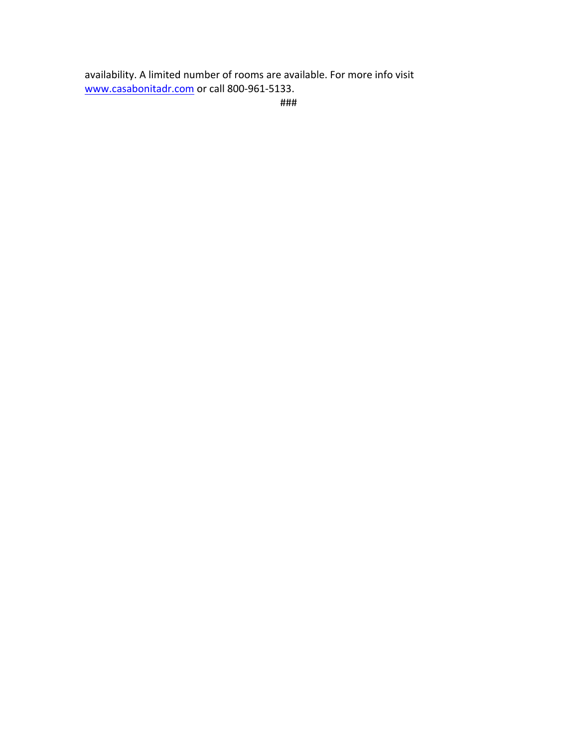availability. A limited number of rooms are available. For more info visit [www.casabonitadr.com](http://www.casabonitadr.com) or call 800-961-5133.

###